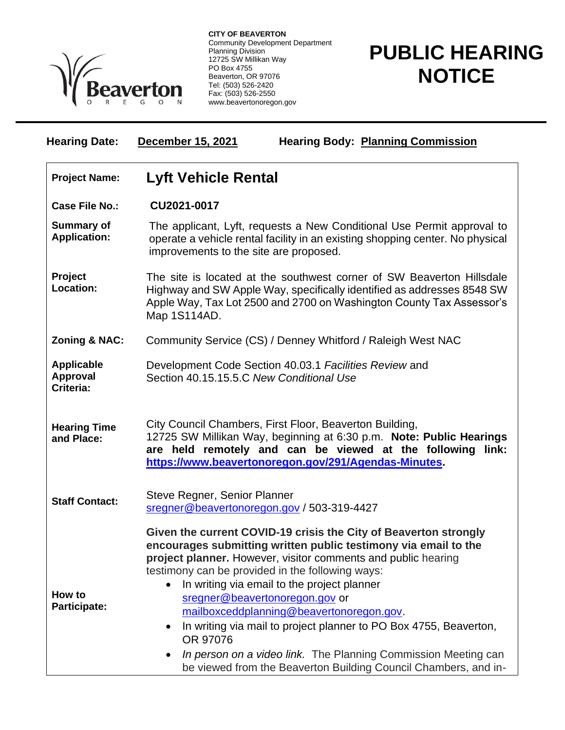**CITY OF BEAVERTON**
Community Development Department
Planning Division
12725 SW Millikan Way
PO Box 4755
Beaverton, OR 97076
Tel: (503) 526-2420
Fax: (503) 526-2550
www.beavertonoregon.gov

# PUBLIC HEARING NOTICE

**Hearing Date:** **December 15, 2021** **Hearing Body:** **Planning Commission**

| | |
|---|---|
| **Project Name:** | **Lyft Vehicle Rental** |
| **Case File No.:** | **CU2021-0017** |
| **Summary of Application:** | The applicant, Lyft, requests a New Conditional Use Permit approval to operate a vehicle rental facility in an existing shopping center. No physical improvements to the site are proposed. |
| **Project Location:** | The site is located at the southwest corner of SW Beaverton Hillsdale Highway and SW Apple Way, specifically identified as addresses 8548 SW Apple Way, Tax Lot 2500 and 2700 on Washington County Tax Assessor's Map 1S114AD. |
| **Zoning & NAC:** | Community Service (CS) / Denney Whitford / Raleigh West NAC |
| **Applicable Approval Criteria:** | Development Code Section 40.03.1 *Facilities Review* and Section 40.15.15.5.C *New Conditional Use* |
| **Hearing Time and Place:** | City Council Chambers, First Floor, Beaverton Building, 12725 SW Millikan Way, beginning at 6:30 p.m. **Note: Public Hearings are held remotely and can be viewed at the following link: https://www.beavertonoregon.gov/291/Agendas-Minutes.** |
| **Staff Contact:** | Steve Regner, Senior Planner<br>sregner@beavertonoregon.gov / 503-319-4427 |
| **How to Participate:** | **Given the current COVID-19 crisis the City of Beaverton strongly encourages submitting written public testimony via email to the project planner.** However, visitor comments and public hearing testimony can be provided in the following ways:<br>• In writing via email to the project planner sregner@beavertonoregon.gov or mailboxceddplanning@beavertonoregon.gov.<br>• In writing via mail to project planner to PO Box 4755, Beaverton, OR 97076<br>• *In person on a video link.* The Planning Commission Meeting can be viewed from the Beaverton Building Council Chambers, and in- |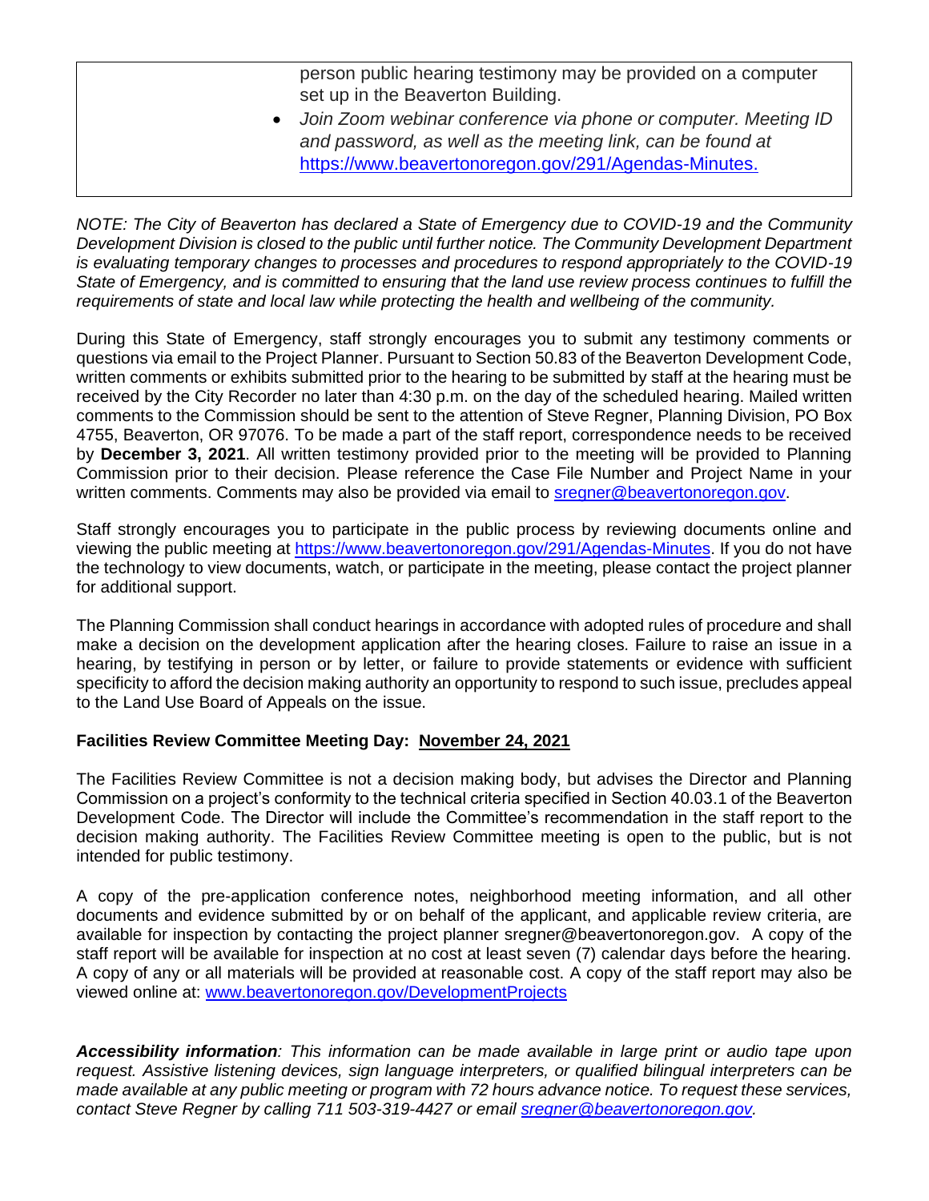| | person public hearing testimony may be provided on a computer set up in the Beaverton Building.<br>• *Join Zoom webinar conference via phone or computer. Meeting ID and password, as well as the meeting link, can be found at* https://www.beavertonoregon.gov/291/Agendas-Minutes. |
|---|---|

*NOTE: The City of Beaverton has declared a State of Emergency due to COVID-19 and the Community Development Division is closed to the public until further notice. The Community Development Department is evaluating temporary changes to processes and procedures to respond appropriately to the COVID-19 State of Emergency, and is committed to ensuring that the land use review process continues to fulfill the requirements of state and local law while protecting the health and wellbeing of the community.*

During this State of Emergency, staff strongly encourages you to submit any testimony comments or questions via email to the Project Planner. Pursuant to Section 50.83 of the Beaverton Development Code, written comments or exhibits submitted prior to the hearing to be submitted by staff at the hearing must be received by the City Recorder no later than 4:30 p.m. on the day of the scheduled hearing. Mailed written comments to the Commission should be sent to the attention of Steve Regner, Planning Division, PO Box 4755, Beaverton, OR 97076. To be made a part of the staff report, correspondence needs to be received by **December 3, 2021**. All written testimony provided prior to the meeting will be provided to Planning Commission prior to their decision. Please reference the Case File Number and Project Name in your written comments. Comments may also be provided via email to sregner@beavertonoregon.gov.

Staff strongly encourages you to participate in the public process by reviewing documents online and viewing the public meeting at https://www.beavertonoregon.gov/291/Agendas-Minutes. If you do not have the technology to view documents, watch, or participate in the meeting, please contact the project planner for additional support.

The Planning Commission shall conduct hearings in accordance with adopted rules of procedure and shall make a decision on the development application after the hearing closes. Failure to raise an issue in a hearing, by testifying in person or by letter, or failure to provide statements or evidence with sufficient specificity to afford the decision making authority an opportunity to respond to such issue, precludes appeal to the Land Use Board of Appeals on the issue.

**Facilities Review Committee Meeting Day: <u>November 24, 2021</u>**

The Facilities Review Committee is not a decision making body, but advises the Director and Planning Commission on a project's conformity to the technical criteria specified in Section 40.03.1 of the Beaverton Development Code. The Director will include the Committee's recommendation in the staff report to the decision making authority. The Facilities Review Committee meeting is open to the public, but is not intended for public testimony.

A copy of the pre-application conference notes, neighborhood meeting information, and all other documents and evidence submitted by or on behalf of the applicant, and applicable review criteria, are available for inspection by contacting the project planner sregner@beavertonoregon.gov. A copy of the staff report will be available for inspection at no cost at least seven (7) calendar days before the hearing. A copy of any or all materials will be provided at reasonable cost. A copy of the staff report may also be viewed online at: www.beavertonoregon.gov/DevelopmentProjects

***Accessibility information****: This information can be made available in large print or audio tape upon request. Assistive listening devices, sign language interpreters, or qualified bilingual interpreters can be made available at any public meeting or program with 72 hours advance notice. To request these services, contact Steve Regner by calling 711 503-319-4427 or email sregner@beavertonoregon.gov.*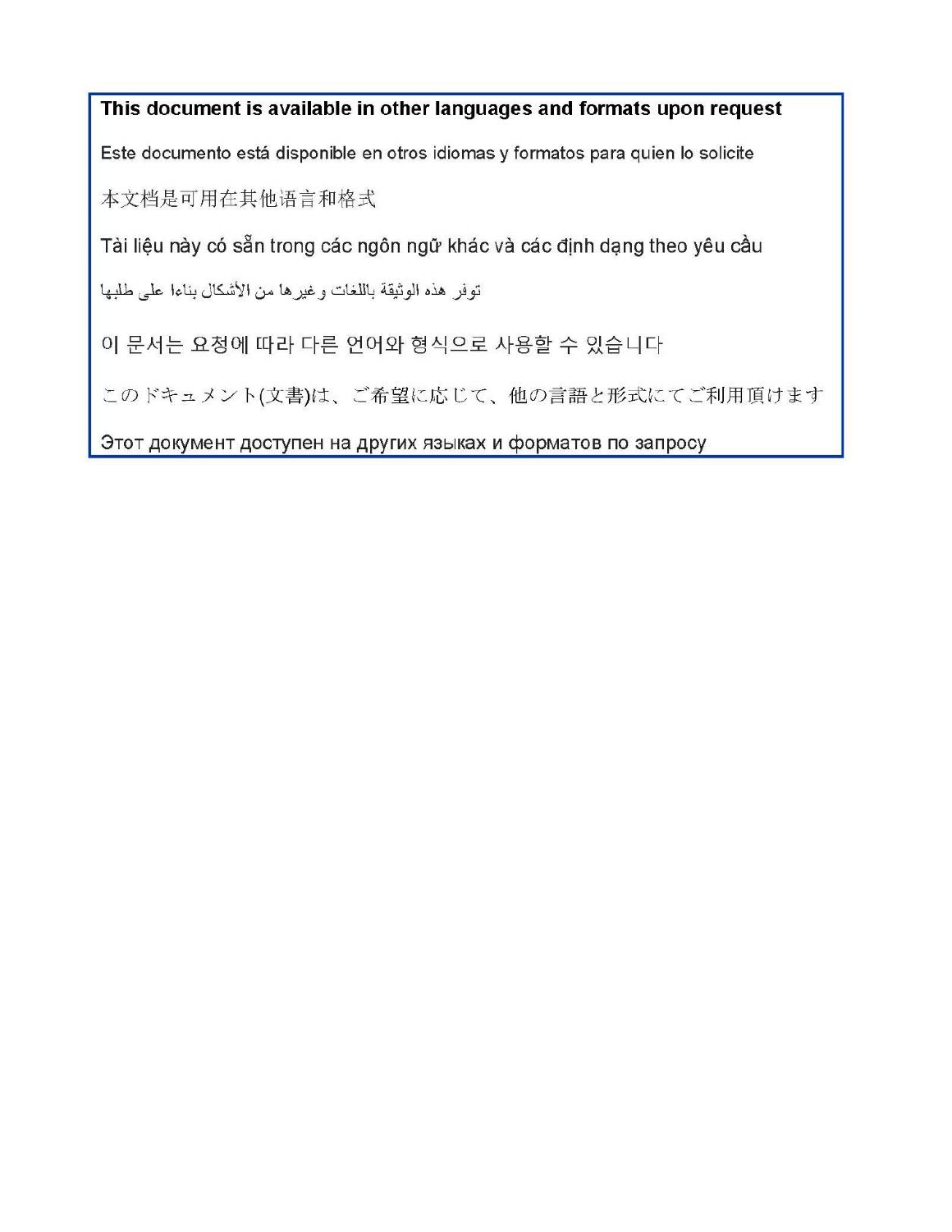**This document is available in other languages and formats upon request**

Este documento está disponible en otros idiomas y formatos para quien lo solicite

本文档是可用在其他语言和格式

Tài liệu này có sẵn trong các ngôn ngữ khác và các định dạng theo yêu cầu

توفر هذه الوثيقة باللغات وغيرها من الأشكال بناءا على طلبها

이 문서는 요청에 따라 다른 언어와 형식으로 사용할 수 있습니다

このドキュメント(文書)は、ご希望に応じて、他の言語と形式にてご利用頂けます

Этот документ доступен на других языках и форматов по запросу